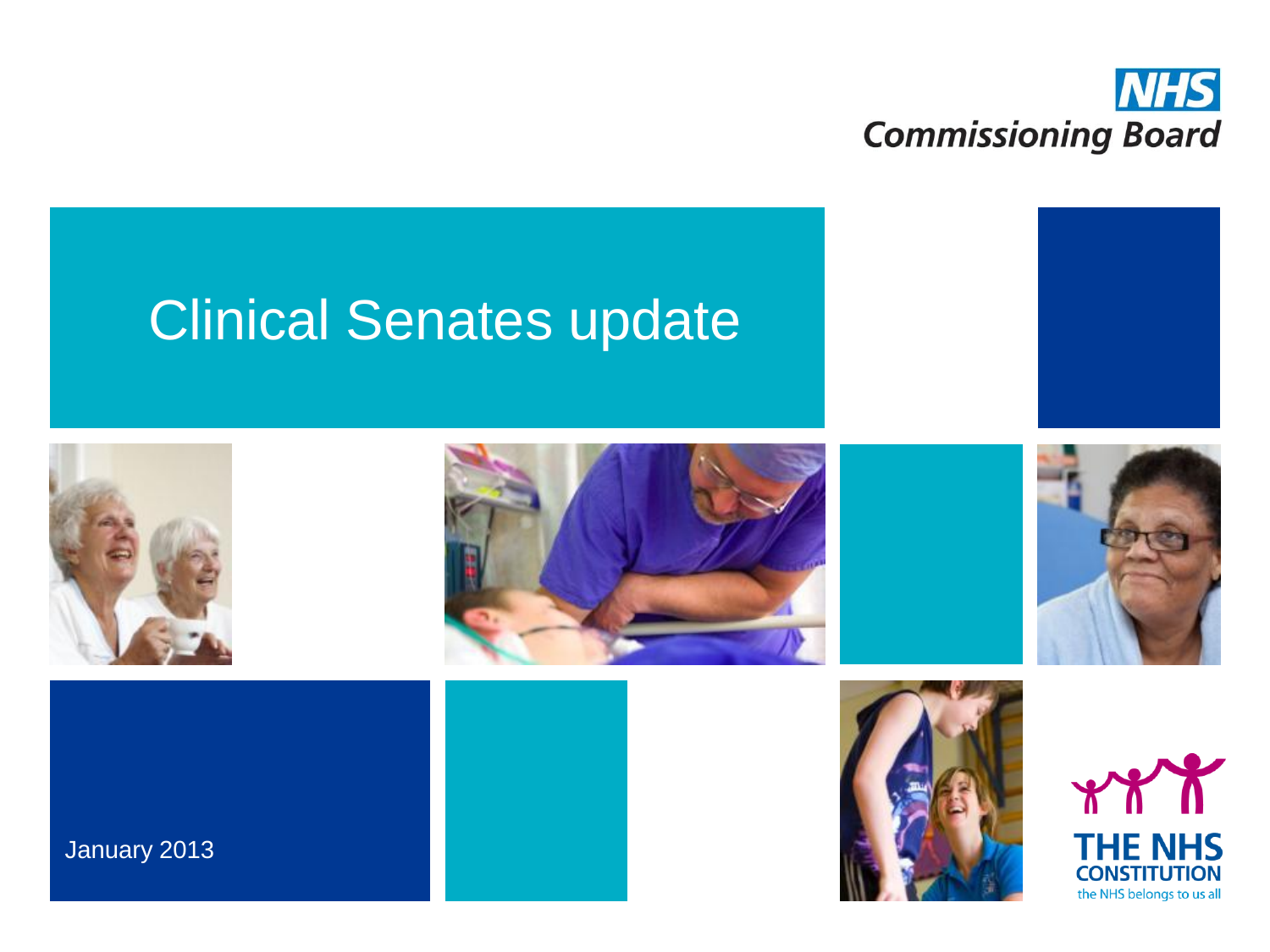NHS Commissioning Board

# Clinical Senates update

January 2013

THE NHS CONSTITUTION
the NHS belongs to us all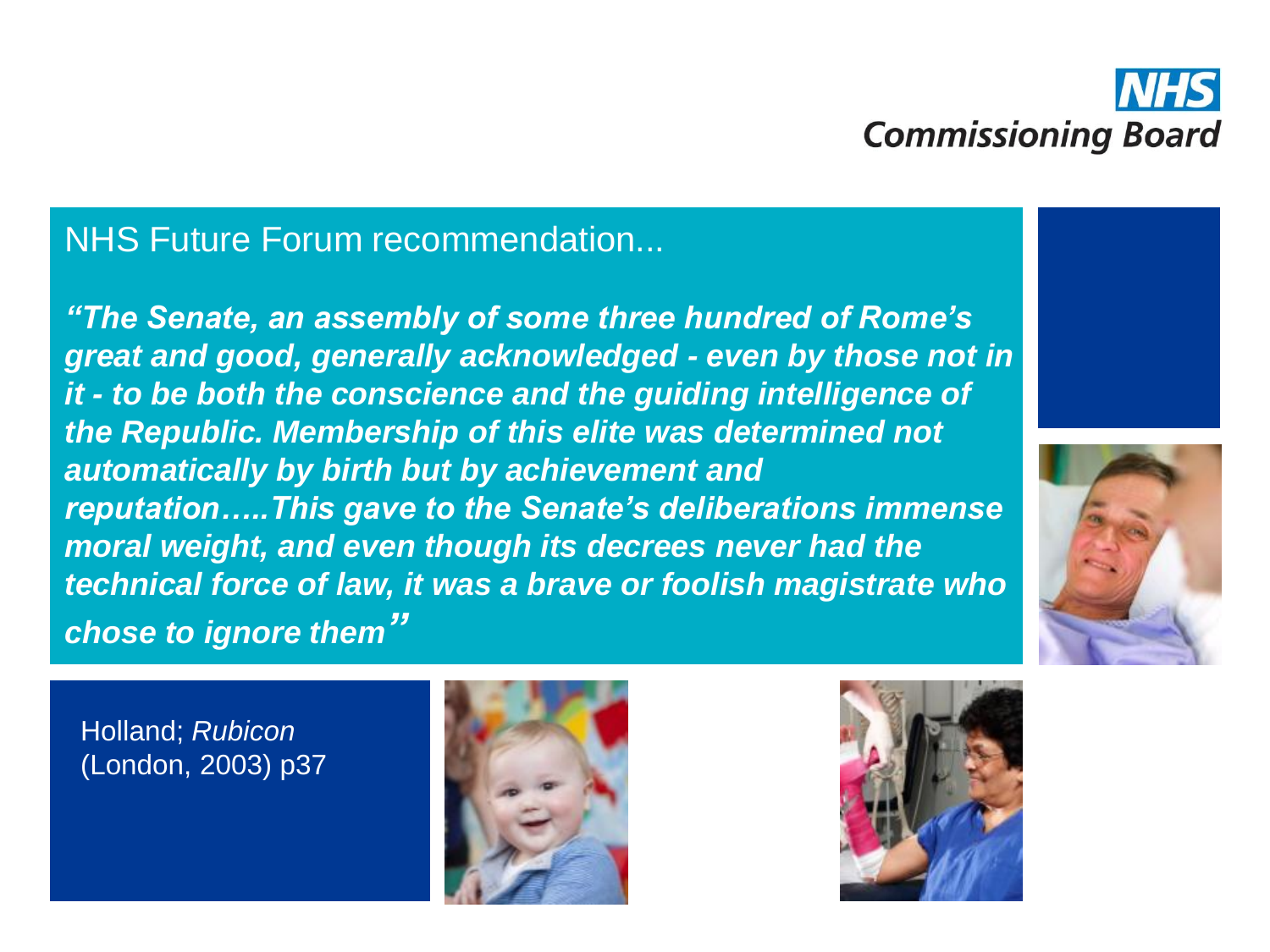NHS Commissioning Board

## NHS Future Forum recommendation...

***"The Senate, an assembly of some three hundred of Rome's great and good, generally acknowledged - even by those not in it - to be both the conscience and the guiding intelligence of the Republic. Membership of this elite was determined not automatically by birth but by achievement and reputation…..This gave to the Senate's deliberations immense moral weight, and even though its decrees never had the technical force of law, it was a brave or foolish magistrate who chose to ignore them"***

Holland; *Rubicon* (London, 2003) p37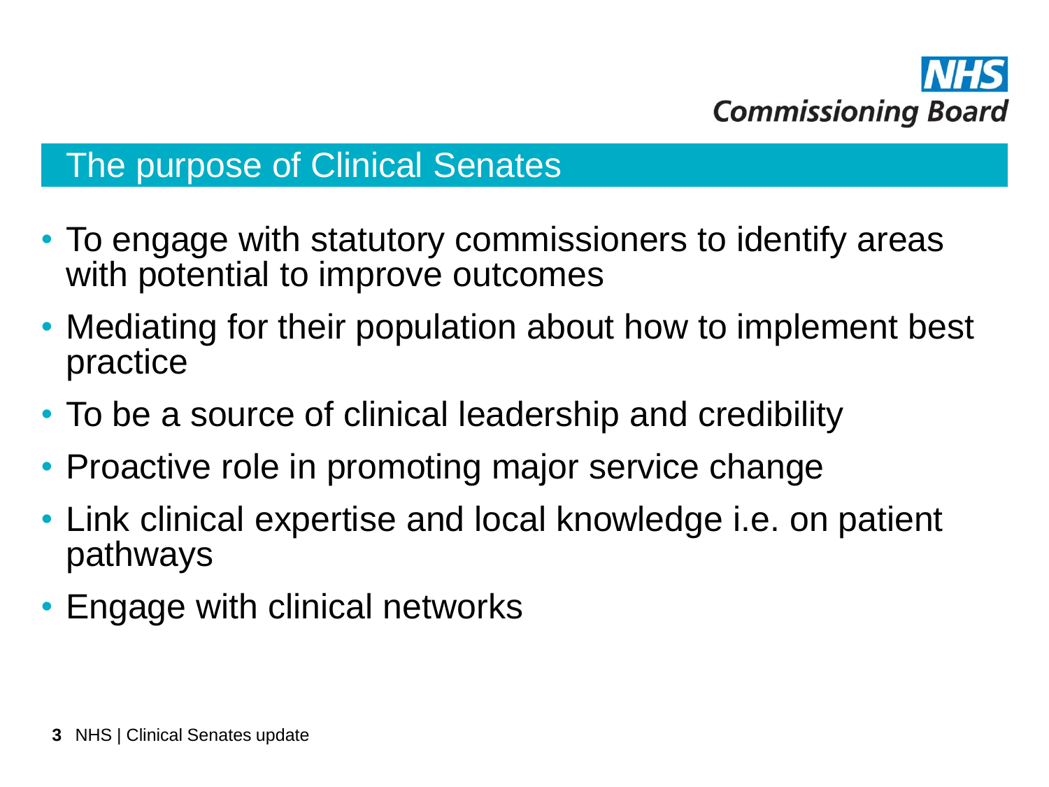## The purpose of Clinical Senates

- To engage with statutory commissioners to identify areas with potential to improve outcomes
- Mediating for their population about how to implement best practice
- To be a source of clinical leadership and credibility
- Proactive role in promoting major service change
- Link clinical expertise and local knowledge i.e. on patient pathways
- Engage with clinical networks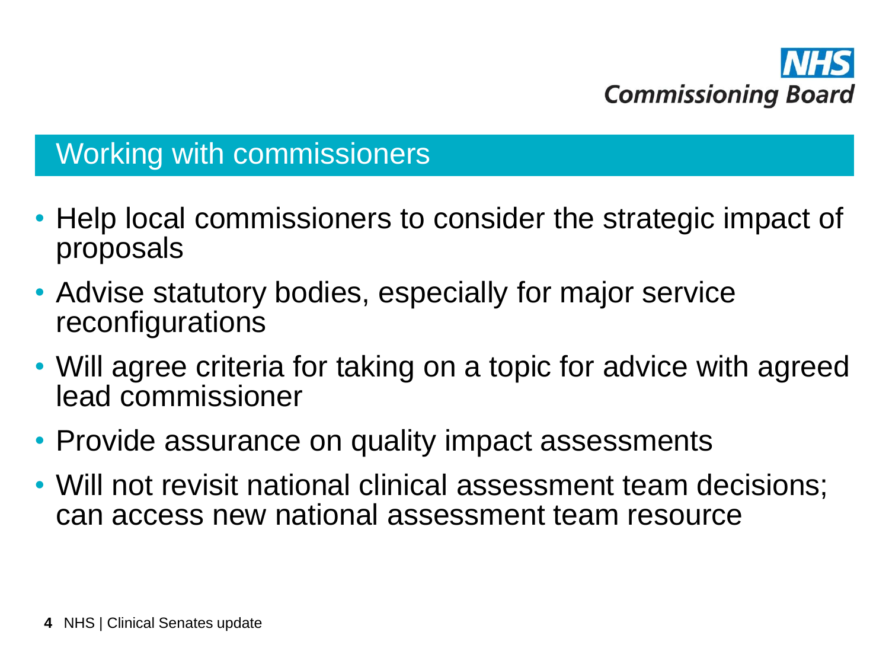## Working with commissioners

- Help local commissioners to consider the strategic impact of proposals
- Advise statutory bodies, especially for major service reconfigurations
- Will agree criteria for taking on a topic for advice with agreed lead commissioner
- Provide assurance on quality impact assessments
- Will not revisit national clinical assessment team decisions; can access new national assessment team resource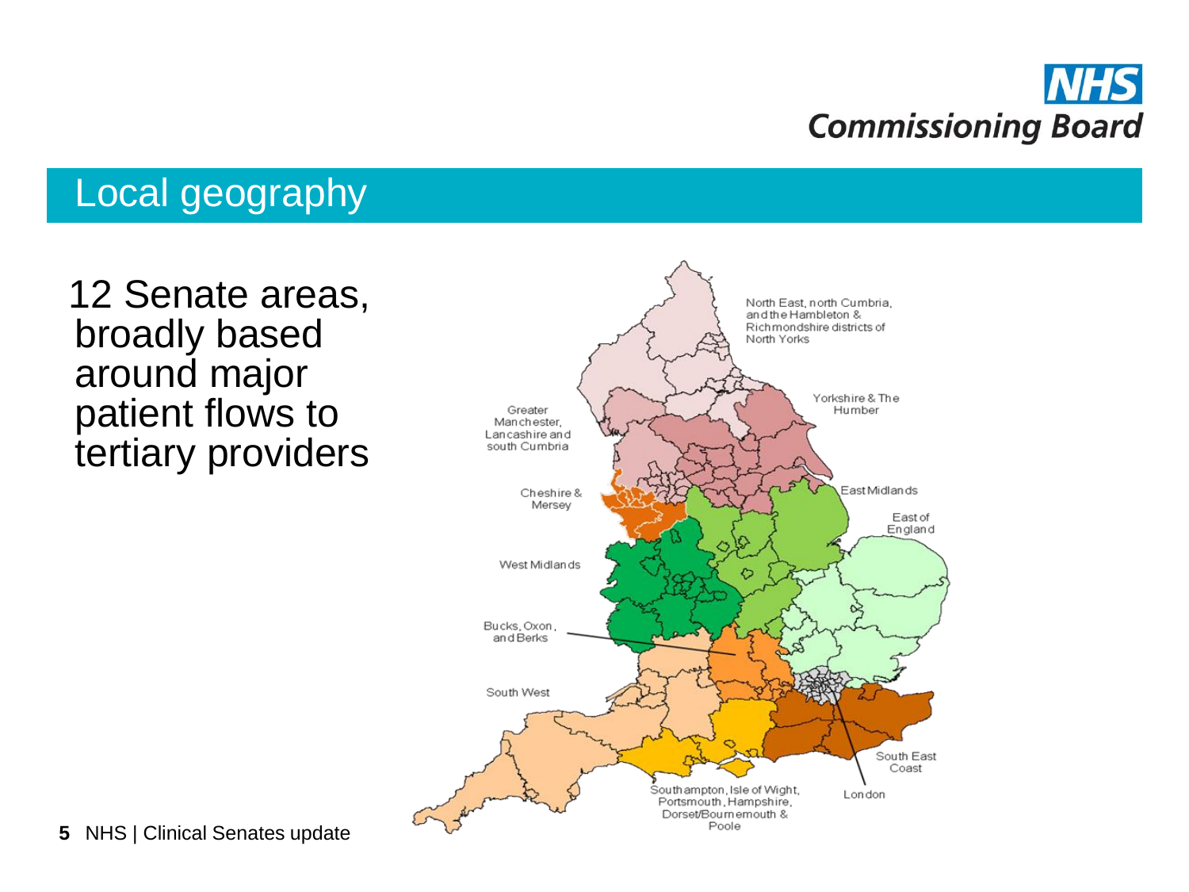## Local geography

12 Senate areas, broadly based around major patient flows to tertiary providers

North East, north Cumbria, and the Hambleton & Richmondshire districts of North Yorks

Yorkshire & The Humber

Greater Manchester, Lancashire and south Cumbria

Cheshire & Mersey

East Midlands

East of England

West Midlands

Bucks, Oxon, and Berks

South West

South East Coast

London

Southampton, Isle of Wight, Portsmouth, Hampshire, Dorset/Bournemouth & Poole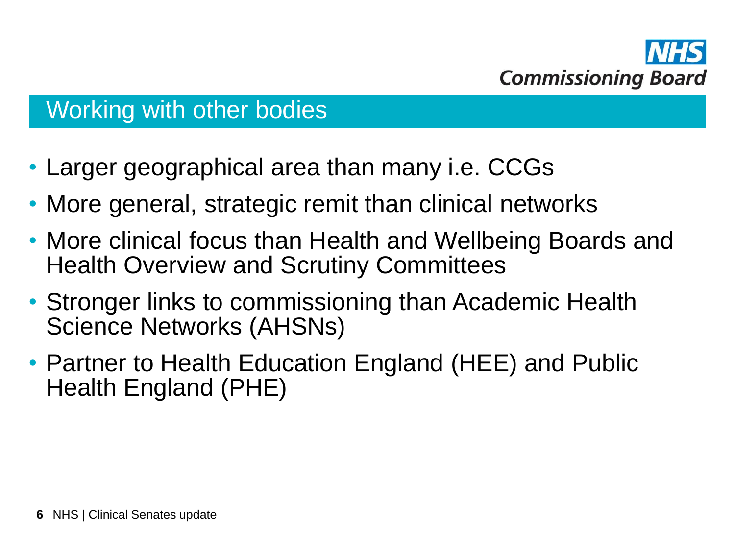## Working with other bodies

- Larger geographical area than many i.e. CCGs
- More general, strategic remit than clinical networks
- More clinical focus than Health and Wellbeing Boards and Health Overview and Scrutiny Committees
- Stronger links to commissioning than Academic Health Science Networks (AHSNs)
- Partner to Health Education England (HEE) and Public Health England (PHE)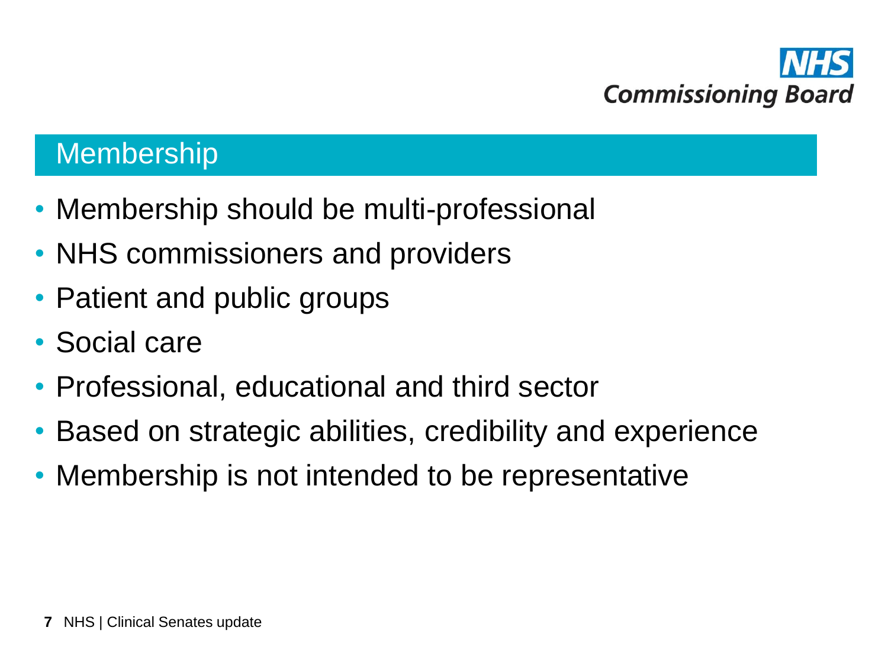## Membership

- Membership should be multi-professional
- NHS commissioners and providers
- Patient and public groups
- Social care
- Professional, educational and third sector
- Based on strategic abilities, credibility and experience
- Membership is not intended to be representative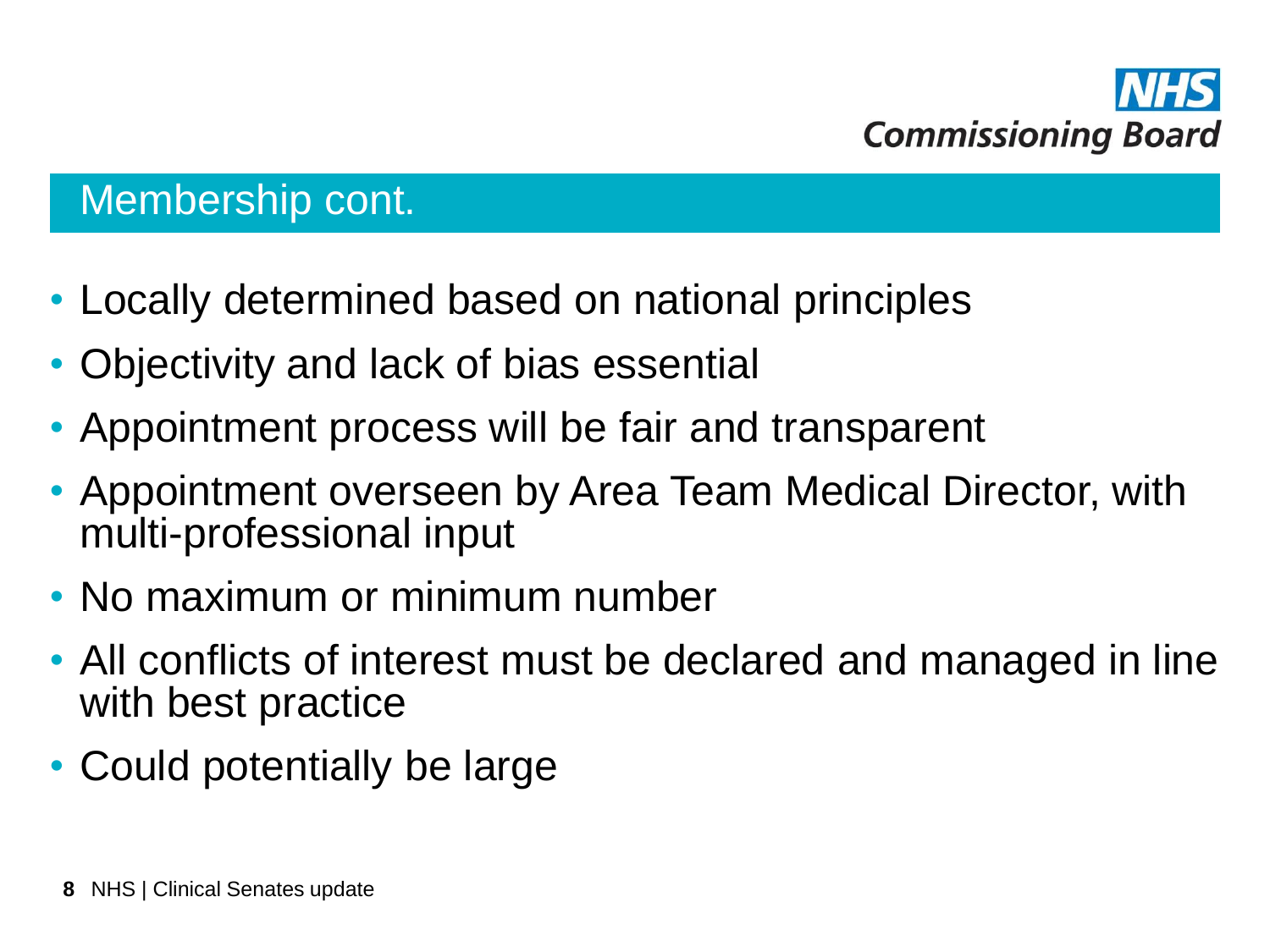## Membership cont.

- Locally determined based on national principles
- Objectivity and lack of bias essential
- Appointment process will be fair and transparent
- Appointment overseen by Area Team Medical Director, with multi-professional input
- No maximum or minimum number
- All conflicts of interest must be declared and managed in line with best practice
- Could potentially be large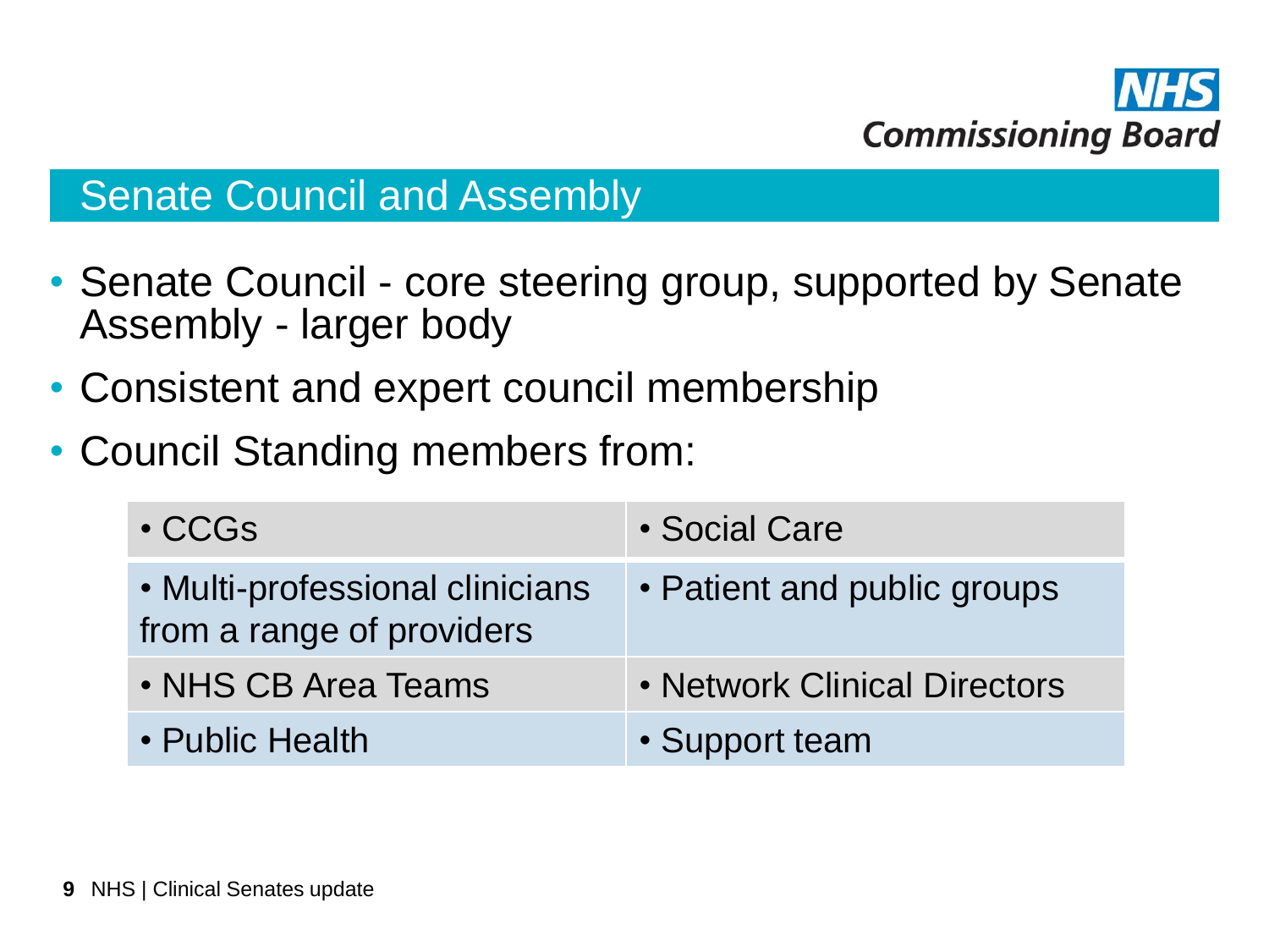## Senate Council and Assembly

- Senate Council - core steering group, supported by Senate Assembly - larger body
- Consistent and expert council membership
- Council Standing members from:

| | |
|---|---|
| • CCGs | • Social Care |
| • Multi-professional clinicians from a range of providers | • Patient and public groups |
| • NHS CB Area Teams | • Network Clinical Directors |
| • Public Health | • Support team |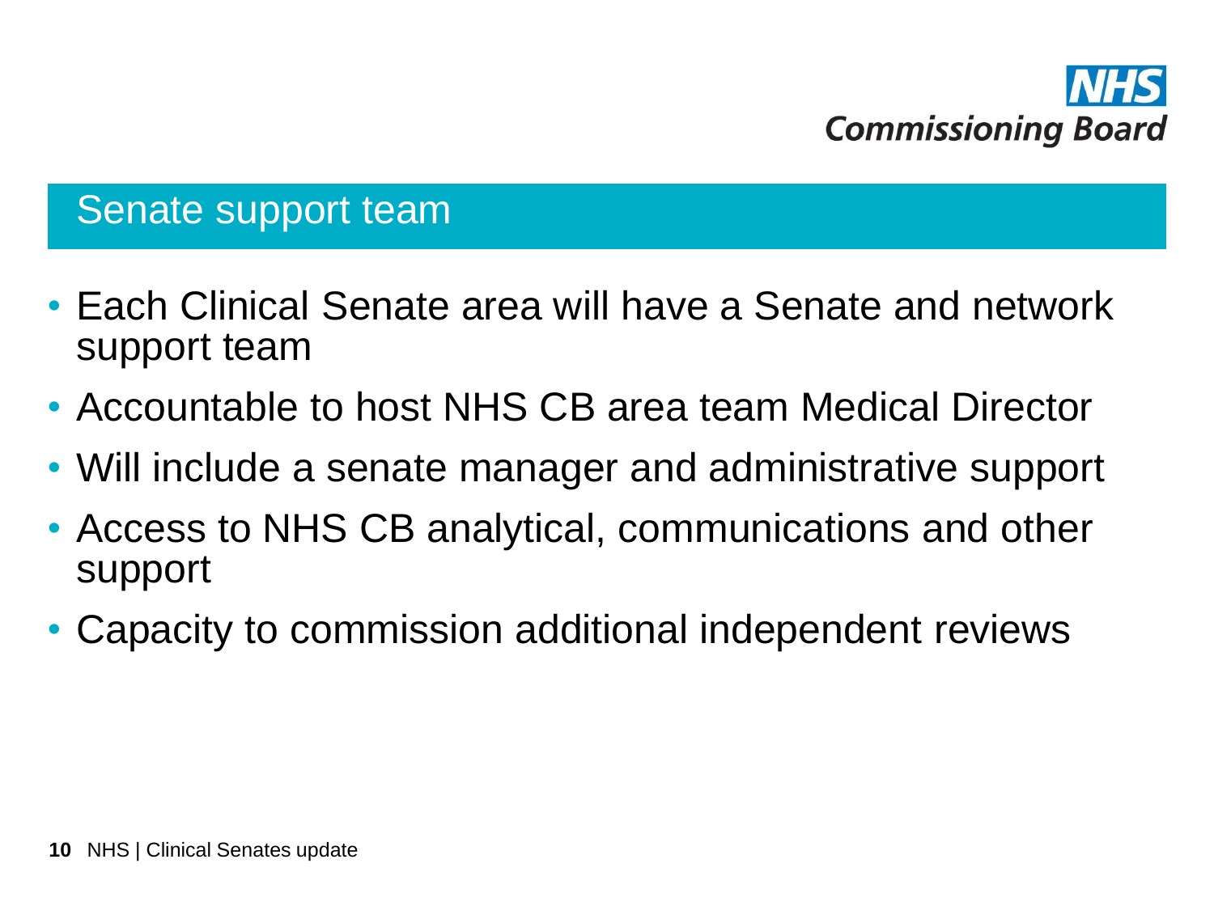## Senate support team

- Each Clinical Senate area will have a Senate and network support team
- Accountable to host NHS CB area team Medical Director
- Will include a senate manager and administrative support
- Access to NHS CB analytical, communications and other support
- Capacity to commission additional independent reviews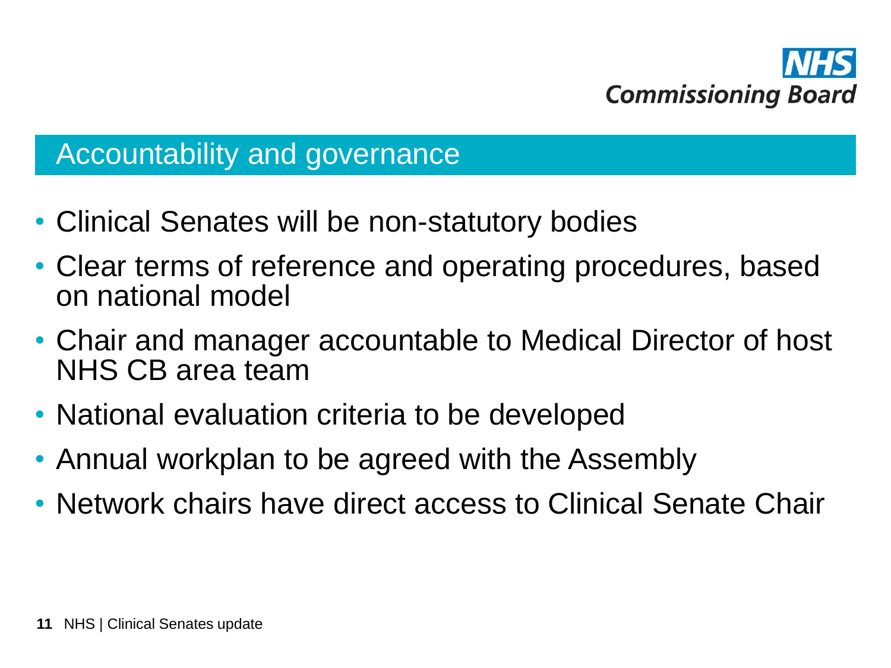## Accountability and governance

- Clinical Senates will be non-statutory bodies
- Clear terms of reference and operating procedures, based on national model
- Chair and manager accountable to Medical Director of host NHS CB area team
- National evaluation criteria to be developed
- Annual workplan to be agreed with the Assembly
- Network chairs have direct access to Clinical Senate Chair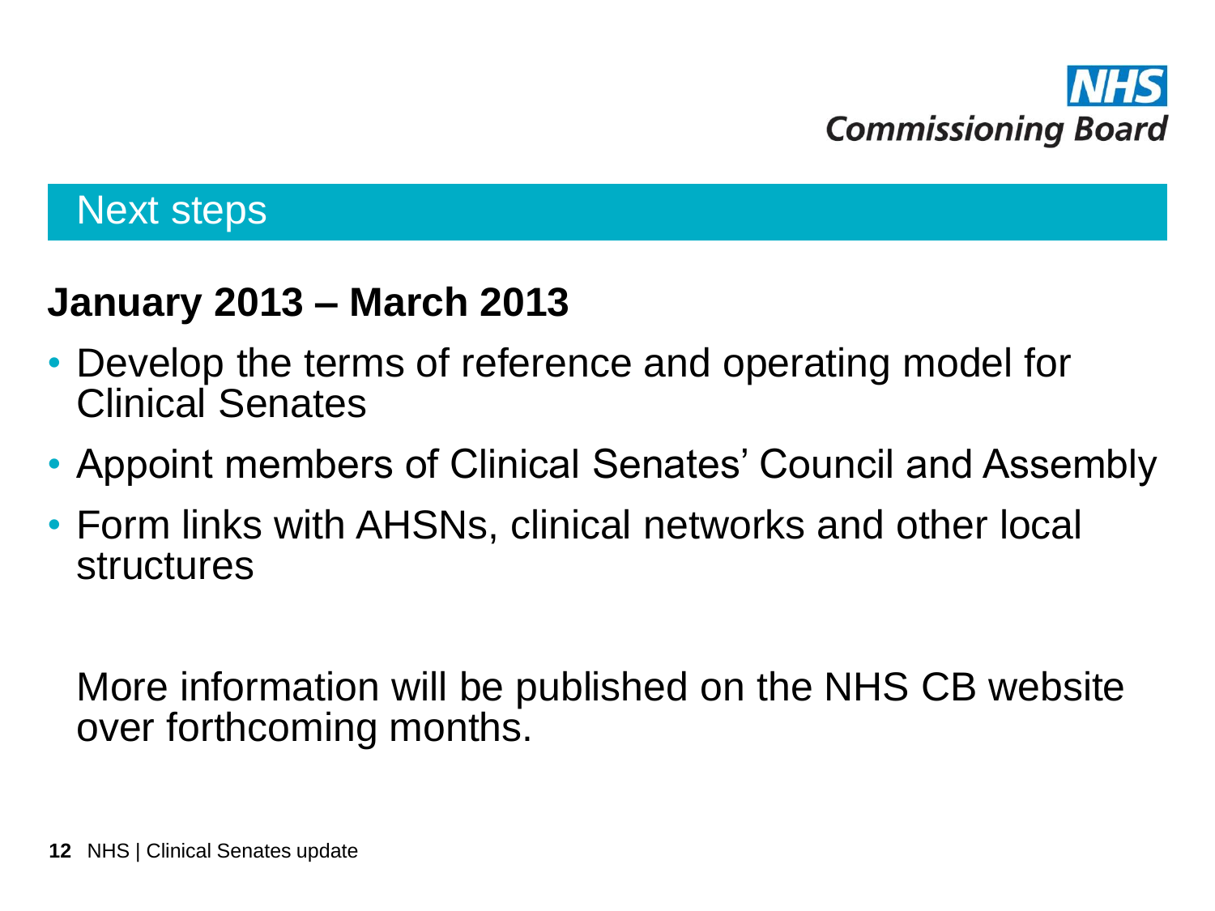## Next steps

**January 2013 – March 2013**

- Develop the terms of reference and operating model for Clinical Senates
- Appoint members of Clinical Senates' Council and Assembly
- Form links with AHSNs, clinical networks and other local structures

More information will be published on the NHS CB website over forthcoming months.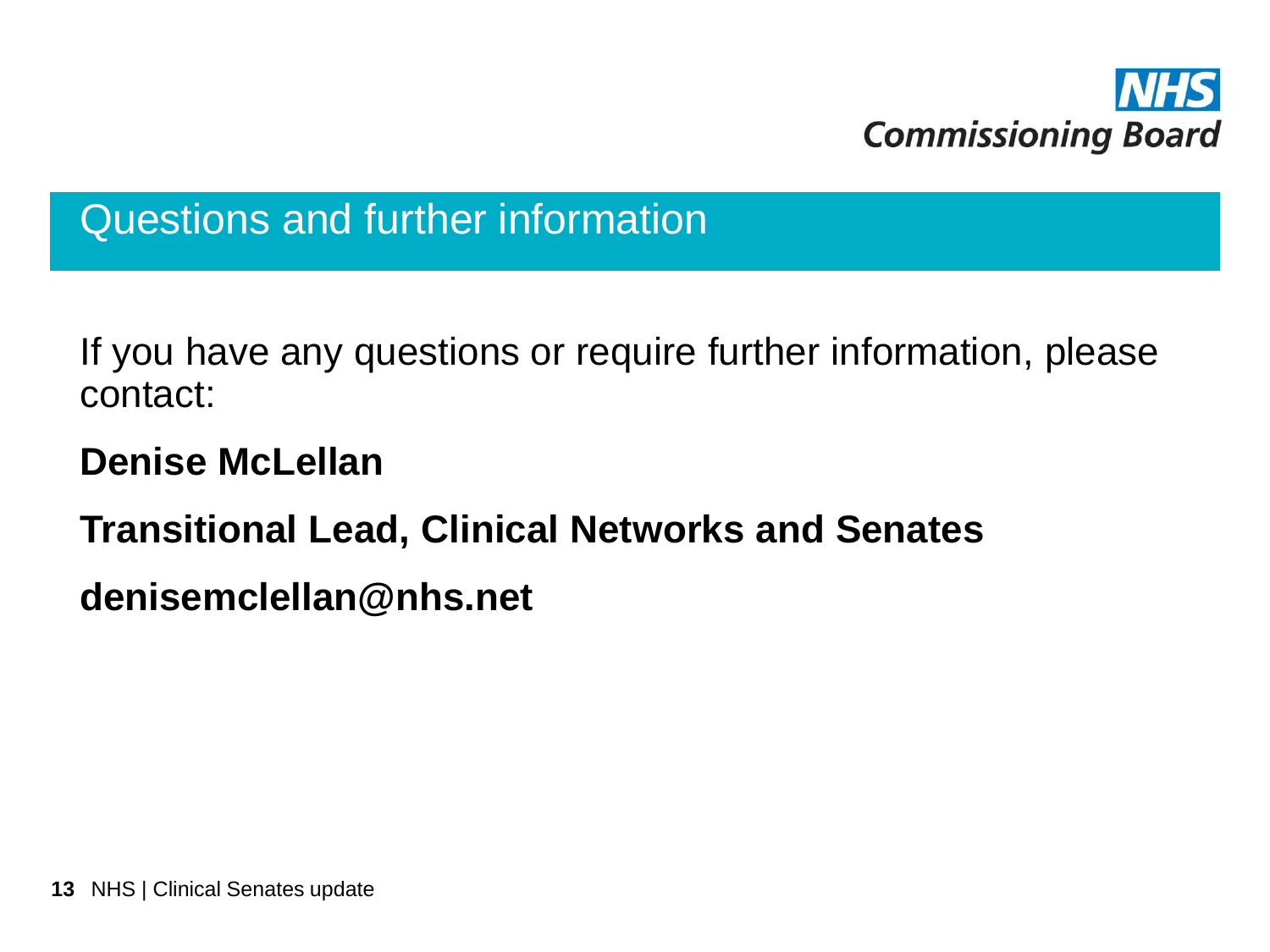NHS Commissioning Board

# Questions and further information

If you have any questions or require further information, please contact:

**Denise McLellan**

**Transitional Lead, Clinical Networks and Senates**

**denisemclellan@nhs.net**